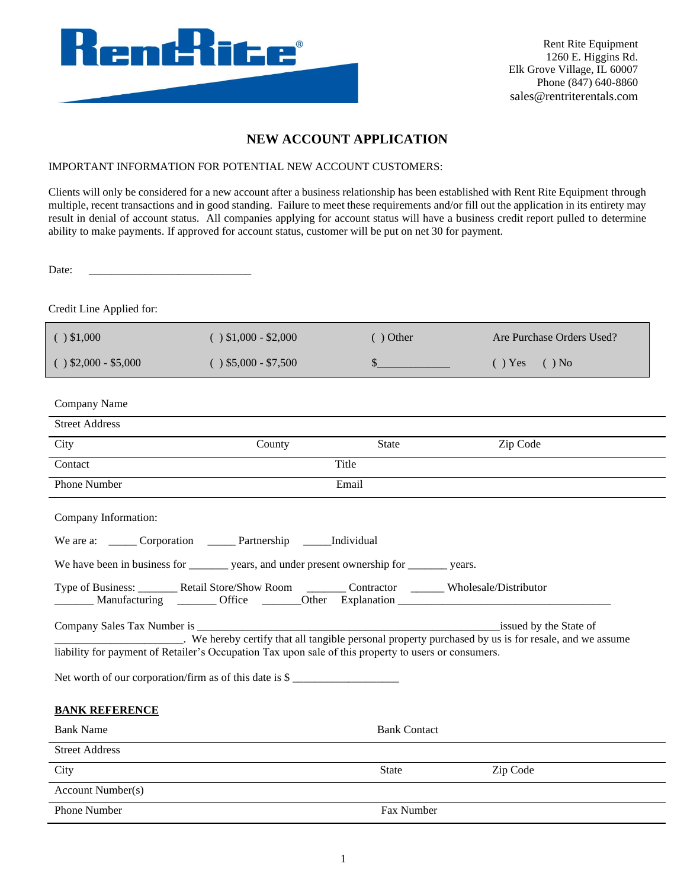Rent Rite Equipment
1260 E. Higgins Rd.
Elk Grove Village, IL 60007
Phone (847) 640-8860
sales@rentriterentals.com

# NEW ACCOUNT APPLICATION

IMPORTANT INFORMATION FOR POTENTIAL NEW ACCOUNT CUSTOMERS:

Clients will only be considered for a new account after a business relationship has been established with Rent Rite Equipment through multiple, recent transactions and in good standing. Failure to meet these requirements and/or fill out the application in its entirety may result in denial of account status. All companies applying for account status will have a business credit report pulled to determine ability to make payments. If approved for account status, customer will be put on net 30 for payment.

Date: ______________________________

Credit Line Applied for:

| | | | |
|---|---|---|---|
| ( ) $1,000 | ( ) $1,000 - $2,000 | ( ) Other | Are Purchase Orders Used? |
| ( ) $2,000 - $5,000 | ( ) $5,000 - $7,500 | $____________ | ( ) Yes ( ) No |

| | | | |
|---|---|---|---|
| Company Name | | | |
| Street Address | | | |
| City | County | State | Zip Code |
| Contact | | Title | |
| Phone Number | | Email | |

Company Information:

We are a: _____ Corporation _____ Partnership _____Individual

We have been in business for _______ years, and under present ownership for _______ years.

Type of Business: _______ Retail Store/Show Room _______ Contractor ______ Wholesale/Distributor
_______ Manufacturing _______ Office _______Other Explanation ______________________________________

Company Sales Tax Number is _____________________________________________________issued by the State of _______________________. We hereby certify that all tangible personal property purchased by us is for resale, and we assume liability for payment of Retailer's Occupation Tax upon sale of this property to users or consumers.

Net worth of our corporation/firm as of this date is $ ___________________

**BANK REFERENCE**

| | | |
|---|---|---|
| Bank Name | Bank Contact | |
| Street Address | | |
| City | State | Zip Code |
| Account Number(s) | | |
| Phone Number | Fax Number | |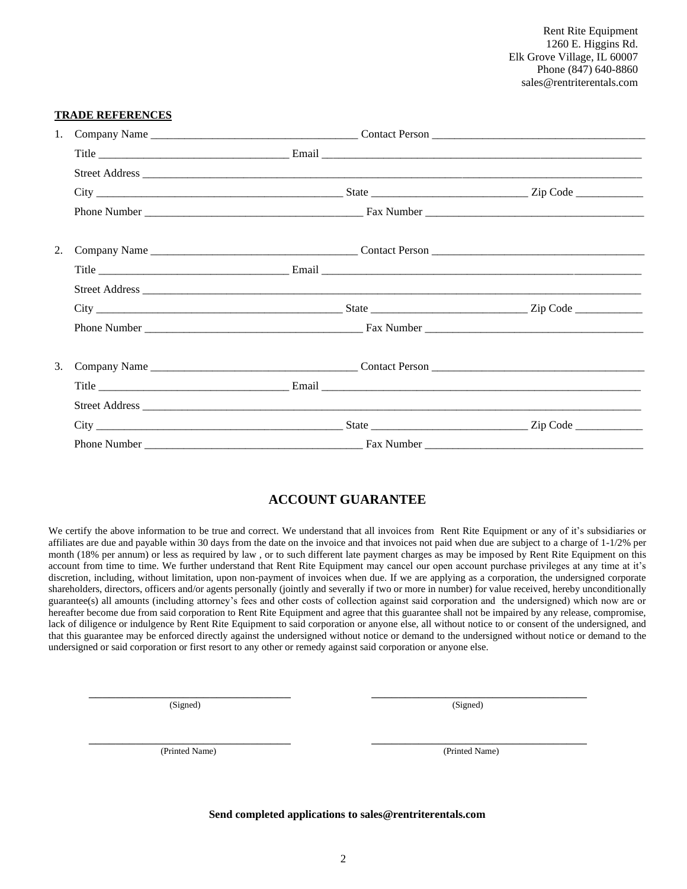Rent Rite Equipment
1260 E. Higgins Rd.
Elk Grove Village, IL 60007
Phone (847) 640-8860
sales@rentriterentals.com

**TRADE REFERENCES**

1. Company Name ____________________ Contact Person ____________________
   Title ____________________ Email ____________________
   Street Address ________________________________________
   City ____________________ State ____________________ Zip Code __________
   Phone Number ____________________ Fax Number ____________________

2. Company Name ____________________ Contact Person ____________________
   Title ____________________ Email ____________________
   Street Address ________________________________________
   City ____________________ State ____________________ Zip Code __________
   Phone Number ____________________ Fax Number ____________________

3. Company Name ____________________ Contact Person ____________________
   Title ____________________ Email ____________________
   Street Address ________________________________________
   City ____________________ State ____________________ Zip Code __________
   Phone Number ____________________ Fax Number ____________________

## ACCOUNT GUARANTEE

We certify the above information to be true and correct. We understand that all invoices from Rent Rite Equipment or any of it's subsidiaries or affiliates are due and payable within 30 days from the date on the invoice and that invoices not paid when due are subject to a charge of 1-1/2% per month (18% per annum) or less as required by law , or to such different late payment charges as may be imposed by Rent Rite Equipment on this account from time to time. We further understand that Rent Rite Equipment may cancel our open account purchase privileges at any time at it's discretion, including, without limitation, upon non-payment of invoices when due. If we are applying as a corporation, the undersigned corporate shareholders, directors, officers and/or agents personally (jointly and severally if two or more in number) for value received, hereby unconditionally guarantee(s) all amounts (including attorney's fees and other costs of collection against said corporation and the undersigned) which now are or hereafter become due from said corporation to Rent Rite Equipment and agree that this guarantee shall not be impaired by any release, compromise, lack of diligence or indulgence by Rent Rite Equipment to said corporation or anyone else, all without notice to or consent of the undersigned, and that this guarantee may be enforced directly against the undersigned without notice or demand to the undersigned without notice or demand to the undersigned or said corporation or first resort to any other or remedy against said corporation or anyone else.

____________________ (Signed)　　　　____________________ (Signed)

____________________ (Printed Name)　　　　____________________ (Printed Name)

**Send completed applications to sales@rentriterentals.com**